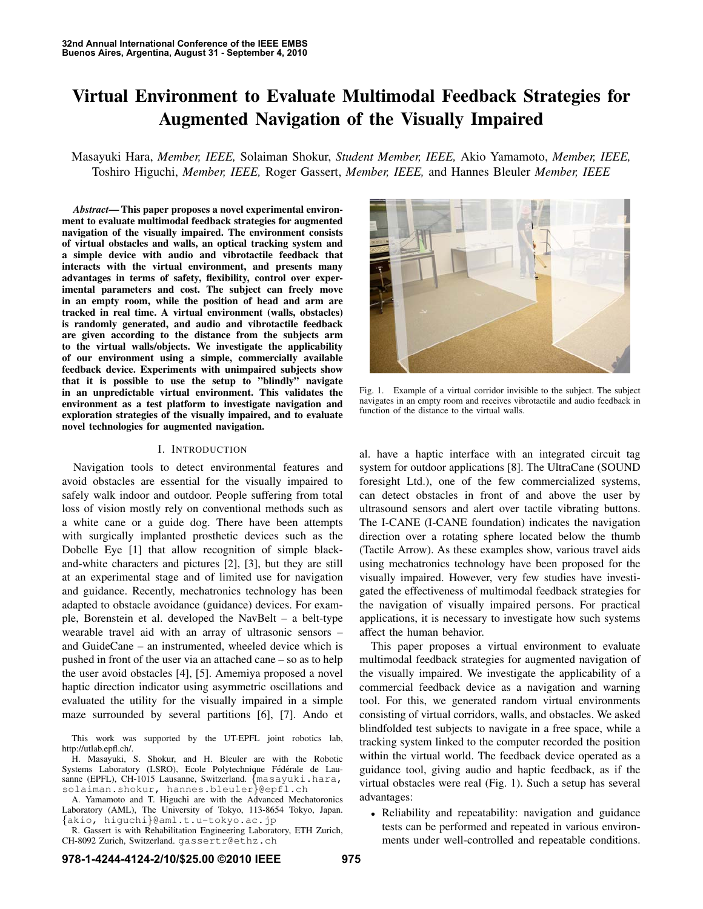# Virtual Environment to Evaluate Multimodal Feedback Strategies for Augmented Navigation of the Visually Impaired

Masayuki Hara, *Member, IEEE,* Solaiman Shokur, *Student Member, IEEE,* Akio Yamamoto, *Member, IEEE,* Toshiro Higuchi, *Member, IEEE,* Roger Gassert, *Member, IEEE,* and Hannes Bleuler *Member, IEEE*

***Abstract*— This paper proposes a novel experimental environment to evaluate multimodal feedback strategies for augmented navigation of the visually impaired. The environment consists of virtual obstacles and walls, an optical tracking system and a simple device with audio and vibrotactile feedback that interacts with the virtual environment, and presents many advantages in terms of safety, flexibility, control over experimental parameters and cost. The subject can freely move in an empty room, while the position of head and arm are tracked in real time. A virtual environment (walls, obstacles) is randomly generated, and audio and vibrotactile feedback are given according to the distance from the subjects arm to the virtual walls/objects. We investigate the applicability of our environment using a simple, commercially available feedback device. Experiments with unimpaired subjects show that it is possible to use the setup to "blindly" navigate in an unpredictable virtual environment. This validates the environment as a test platform to investigate navigation and exploration strategies of the visually impaired, and to evaluate novel technologies for augmented navigation.**

## I. Introduction

Navigation tools to detect environmental features and avoid obstacles are essential for the visually impaired to safely walk indoor and outdoor. People suffering from total loss of vision mostly rely on conventional methods such as a white cane or a guide dog. There have been attempts with surgically implanted prosthetic devices such as the Dobelle Eye [1] that allow recognition of simple black-and-white characters and pictures [2], [3], but they are still at an experimental stage and of limited use for navigation and guidance. Recently, mechatronics technology has been adapted to obstacle avoidance (guidance) devices. For example, Borenstein et al. developed the NavBelt – a belt-type wearable travel aid with an array of ultrasonic sensors – and GuideCane – an instrumented, wheeled device which is pushed in front of the user via an attached cane – so as to help the user avoid obstacles [4], [5]. Amemiya proposed a novel haptic direction indicator using asymmetric oscillations and evaluated the utility for the visually impaired in a simple maze surrounded by several partitions [6], [7]. Ando et al. have a haptic interface with an integrated circuit tag system for outdoor applications [8]. The UltraCane (SOUND foresight Ltd.), one of the few commercialized systems, can detect obstacles in front of and above the user by ultrasound sensors and alert over tactile vibrating buttons. The I-CANE (I-CANE foundation) indicates the navigation direction over a rotating sphere located below the thumb (Tactile Arrow). As these examples show, various travel aids using mechatronics technology have been proposed for the visually impaired. However, very few studies have investigated the effectiveness of multimodal feedback strategies for the navigation of visually impaired persons. For practical applications, it is necessary to investigate how such systems affect the human behavior.

This work was supported by the UT-EPFL joint robotics lab, http://utlab.epfl.ch/.

H. Masayuki, S. Shokur, and H. Bleuler are with the Robotic Systems Laboratory (LSRO), Ecole Polytechnique Fédérale de Lausanne (EPFL), CH-1015 Lausanne, Switzerland. {masayuki.hara, solaiman.shokur, hannes.bleuler}@epfl.ch

A. Yamamoto and T. Higuchi are with the Advanced Mechatoronics Laboratory (AML), The University of Tokyo, 113-8654 Tokyo, Japan. {akio, higuchi}@aml.t.u-tokyo.ac.jp

R. Gassert is with Rehabilitation Engineering Laboratory, ETH Zurich, CH-8092 Zurich, Switzerland. gassertr@ethz.ch

Fig. 1. Example of a virtual corridor invisible to the subject. The subject navigates in an empty room and receives vibrotactile and audio feedback in function of the distance to the virtual walls.

This paper proposes a virtual environment to evaluate multimodal feedback strategies for augmented navigation of the visually impaired. We investigate the applicability of a commercial feedback device as a navigation and warning tool. For this, we generated random virtual environments consisting of virtual corridors, walls, and obstacles. We asked blindfolded test subjects to navigate in a free space, while a tracking system linked to the computer recorded the position within the virtual world. The feedback device operated as a guidance tool, giving audio and haptic feedback, as if the virtual obstacles were real (Fig. 1). Such a setup has several advantages:

- Reliability and repeatability: navigation and guidance tests can be performed and repeated in various environments under well-controlled and repeatable conditions.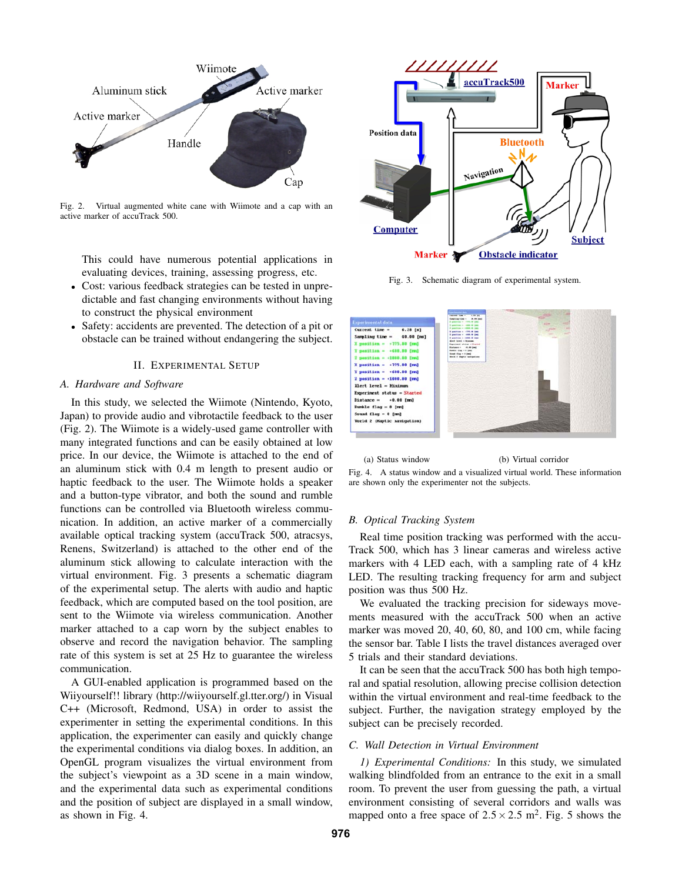Fig. 2. Virtual augmented white cane with Wiimote and a cap with an active marker of accuTrack 500.

This could have numerous potential applications in evaluating devices, training, assessing progress, etc.

- Cost: various feedback strategies can be tested in unpredictable and fast changing environments without having to construct the physical environment
- Safety: accidents are prevented. The detection of a pit or obstacle can be trained without endangering the subject.

## II. Experimental Setup

### A. Hardware and Software

In this study, we selected the Wiimote (Nintendo, Kyoto, Japan) to provide audio and vibrotactile feedback to the user (Fig. 2). The Wiimote is a widely-used game controller with many integrated functions and can be easily obtained at low price. In our device, the Wiimote is attached to the end of an aluminum stick with 0.4 m length to present audio or haptic feedback to the user. The Wiimote holds a speaker and a button-type vibrator, and both the sound and rumble functions can be controlled via Bluetooth wireless communication. In addition, an active marker of a commercially available optical tracking system (accuTrack 500, atracsys, Renens, Switzerland) is attached to the other end of the aluminum stick allowing to calculate interaction with the virtual environment. Fig. 3 presents a schematic diagram of the experimental setup. The alerts with audio and haptic feedback, which are computed based on the tool position, are sent to the Wiimote via wireless communication. Another marker attached to a cap worn by the subject enables to observe and record the navigation behavior. The sampling rate of this system is set at 25 Hz to guarantee the wireless communication.

A GUI-enabled application is programmed based on the Wiiyourself!! library (http://wiiyourself.gl.tter.org/) in Visual C++ (Microsoft, Redmond, USA) in order to assist the experimenter in setting the experimental conditions. In this application, the experimenter can easily and quickly change the experimental conditions via dialog boxes. In addition, an OpenGL program visualizes the virtual environment from the subject's viewpoint as a 3D scene in a main window, and the experimental data such as experimental conditions and the position of subject are displayed in a small window, as shown in Fig. 4.

Fig. 3. Schematic diagram of experimental system.

(a) Status window (b) Virtual corridor

Fig. 4. A status window and a visualized virtual world. These information are shown only the experimenter not the subjects.

### B. Optical Tracking System

Real time position tracking was performed with the accuTrack 500, which has 3 linear cameras and wireless active markers with 4 LED each, with a sampling rate of 4 kHz LED. The resulting tracking frequency for arm and subject position was thus 500 Hz.

We evaluated the tracking precision for sideways movements measured with the accuTrack 500 when an active marker was moved 20, 40, 60, 80, and 100 cm, while facing the sensor bar. Table I lists the travel distances averaged over 5 trials and their standard deviations.

It can be seen that the accuTrack 500 has both high temporal and spatial resolution, allowing precise collision detection within the virtual environment and real-time feedback to the subject. Further, the navigation strategy employed by the subject can be precisely recorded.

### C. Wall Detection in Virtual Environment

*1) Experimental Conditions:* In this study, we simulated walking blindfolded from an entrance to the exit in a small room. To prevent the user from guessing the path, a virtual environment consisting of several corridors and walls was mapped onto a free space of $2.5 \times 2.5$ m$^2$. Fig. 5 shows the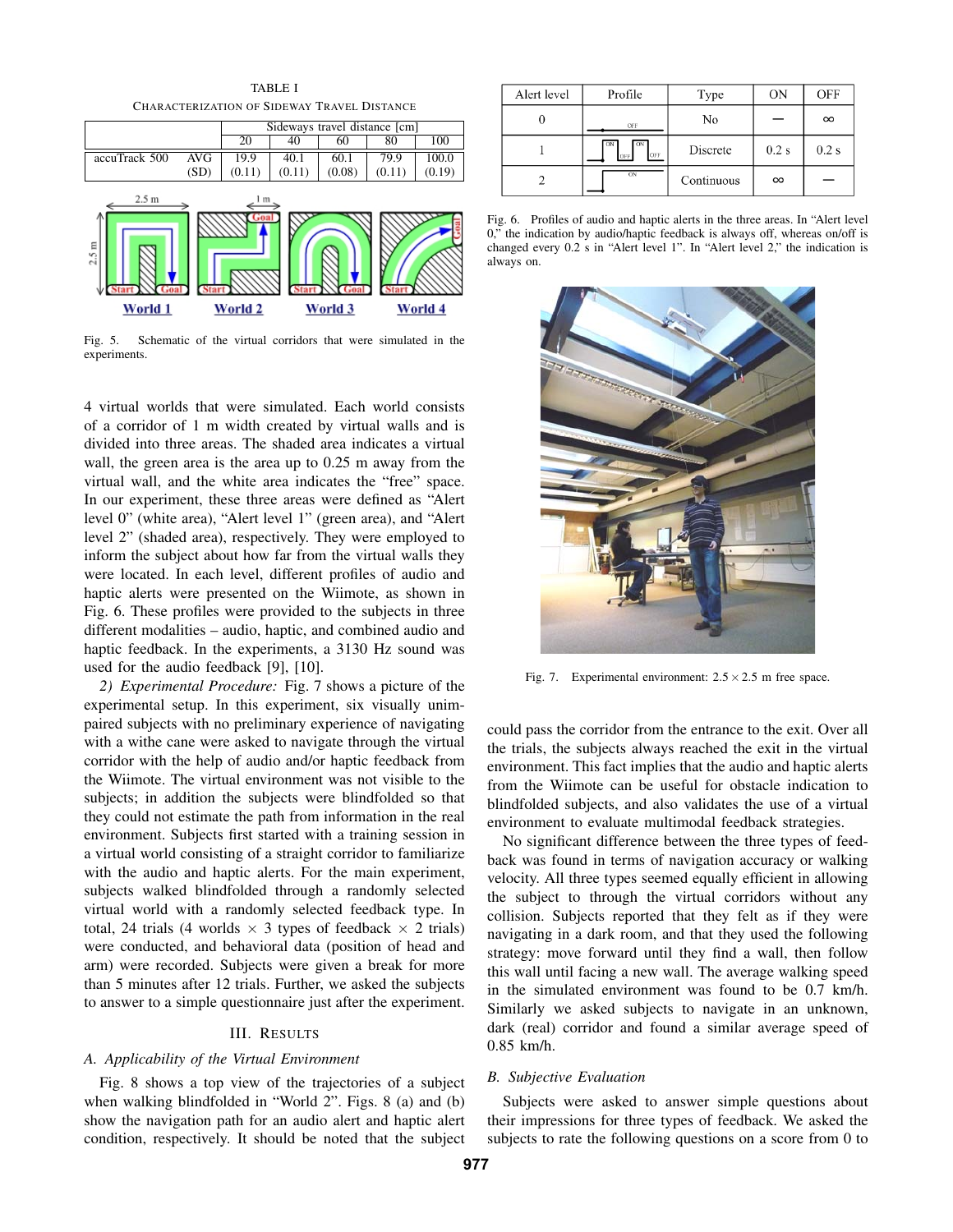TABLE I

CHARACTERIZATION OF SIDEWAY TRAVEL DISTANCE

| | | Sideways travel distance [cm] | | | | |
|---|---|---|---|---|---|---|
| | | 20 | 40 | 60 | 80 | 100 |
| accuTrack 500 | AVG | 19.9 | 40.1 | 60.1 | 79.9 | 100.0 |
| | (SD) | (0.11) | (0.11) | (0.08) | (0.11) | (0.19) |

Fig. 5. Schematic of the virtual corridors that were simulated in the experiments.

4 virtual worlds that were simulated. Each world consists of a corridor of 1 m width created by virtual walls and is divided into three areas. The shaded area indicates a virtual wall, the green area is the area up to 0.25 m away from the virtual wall, and the white area indicates the "free" space. In our experiment, these three areas were defined as "Alert level 0" (white area), "Alert level 1" (green area), and "Alert level 2" (shaded area), respectively. They were employed to inform the subject about how far from the virtual walls they were located. In each level, different profiles of audio and haptic alerts were presented on the Wiimote, as shown in Fig. 6. These profiles were provided to the subjects in three different modalities – audio, haptic, and combined audio and haptic feedback. In the experiments, a 3130 Hz sound was used for the audio feedback [9], [10].

*2) Experimental Procedure:* Fig. 7 shows a picture of the experimental setup. In this experiment, six visually unimpaired subjects with no preliminary experience of navigating with a withe cane were asked to navigate through the virtual corridor with the help of audio and/or haptic feedback from the Wiimote. The virtual environment was not visible to the subjects; in addition the subjects were blindfolded so that they could not estimate the path from information in the real environment. Subjects first started with a training session in a virtual world consisting of a straight corridor to familiarize with the audio and haptic alerts. For the main experiment, subjects walked blindfolded through a randomly selected virtual world with a randomly selected feedback type. In total, 24 trials (4 worlds × 3 types of feedback × 2 trials) were conducted, and behavioral data (position of head and arm) were recorded. Subjects were given a break for more than 5 minutes after 12 trials. Further, we asked the subjects to answer to a simple questionnaire just after the experiment.

## III. RESULTS

### A. Applicability of the Virtual Environment

Fig. 8 shows a top view of the trajectories of a subject when walking blindfolded in "World 2". Figs. 8 (a) and (b) show the navigation path for an audio alert and haptic alert condition, respectively. It should be noted that the subject could pass the corridor from the entrance to the exit. Over all the trials, the subjects always reached the exit in the virtual environment. This fact implies that the audio and haptic alerts from the Wiimote can be useful for obstacle indication to blindfolded subjects, and also validates the use of a virtual environment to evaluate multimodal feedback strategies.

No significant difference between the three types of feedback was found in terms of navigation accuracy or walking velocity. All three types seemed equally efficient in allowing the subject to through the virtual corridors without any collision. Subjects reported that they felt as if they were navigating in a dark room, and that they used the following strategy: move forward until they find a wall, then follow this wall until facing a new wall. The average walking speed in the simulated environment was found to be 0.7 km/h. Similarly we asked subjects to navigate in an unknown, dark (real) corridor and found a similar average speed of 0.85 km/h.

### B. Subjective Evaluation

Subjects were asked to answer simple questions about their impressions for three types of feedback. We asked the subjects to rate the following questions on a score from 0 to

| Alert level | Profile | Type | ON | OFF |
|---|---|---|---|---|
| 0 | OFF | No | — | ∞ |
| 1 | ON OFF ON OFF | Discrete | 0.2 s | 0.2 s |
| 2 | ON | Continuous | ∞ | — |

Fig. 6. Profiles of audio and haptic alerts in the three areas. In "Alert level 0," the indication by audio/haptic feedback is always off, whereas on/off is changed every 0.2 s in "Alert level 1". In "Alert level 2," the indication is always on.

Fig. 7. Experimental environment: 2.5 × 2.5 m free space.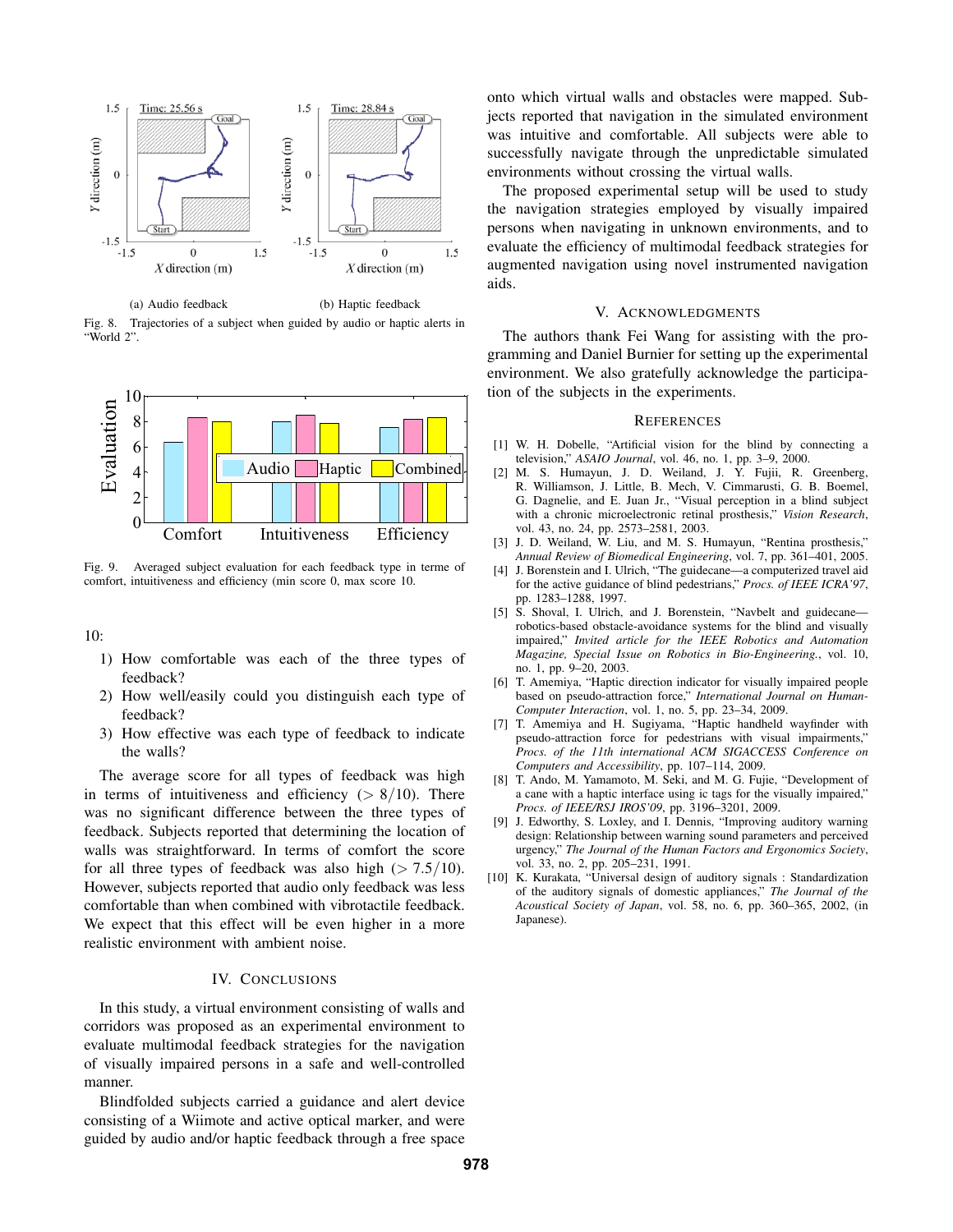1.5 Time: 25.56 s Goal
$Y$ direction (m)
0
-1.5 Start
-1.5 0 1.5
$X$ direction (m)

1.5 Time: 28.84 s Goal
$Y$ direction (m)
0
-1.5 Start
-1.5 0 1.5
$X$ direction (m)

(a) Audio feedback (b) Haptic feedback

Fig. 8. Trajectories of a subject when guided by audio or haptic alerts in "World 2".

Evaluation
10
8
6
4
2
0
Audio Haptic Combined
Comfort Intuitiveness Efficiency

Fig. 9. Averaged subject evaluation for each feedback type in terme of comfort, intuitiveness and efficiency (min score 0, max score 10.

10:

1) How comfortable was each of the three types of feedback?
2) How well/easily could you distinguish each type of feedback?
3) How effective was each type of feedback to indicate the walls?

The average score for all types of feedback was high in terms of intuitiveness and efficiency ($> 8/10$). There was no significant difference between the three types of feedback. Subjects reported that determining the location of walls was straightforward. In terms of comfort the score for all three types of feedback was also high ($> 7.5/10$). However, subjects reported that audio only feedback was less comfortable than when combined with vibrotactile feedback. We expect that this effect will be even higher in a more realistic environment with ambient noise.

## IV. Conclusions

In this study, a virtual environment consisting of walls and corridors was proposed as an experimental environment to evaluate multimodal feedback strategies for the navigation of visually impaired persons in a safe and well-controlled manner.

Blindfolded subjects carried a guidance and alert device consisting of a Wiimote and active optical marker, and were guided by audio and/or haptic feedback through a free space onto which virtual walls and obstacles were mapped. Subjects reported that navigation in the simulated environment was intuitive and comfortable. All subjects were able to successfully navigate through the unpredictable simulated environments without crossing the virtual walls.

The proposed experimental setup will be used to study the navigation strategies employed by visually impaired persons when navigating in unknown environments, and to evaluate the efficiency of multimodal feedback strategies for augmented navigation using novel instrumented navigation aids.

## V. Acknowledgments

The authors thank Fei Wang for assisting with the programming and Daniel Burnier for setting up the experimental environment. We also gratefully acknowledge the participation of the subjects in the experiments.

## References

[1] W. H. Dobelle, "Artificial vision for the blind by connecting a television," *ASAIO Journal*, vol. 46, no. 1, pp. 3–9, 2000.

[2] M. S. Humayun, J. D. Weiland, J. Y. Fujii, R. Greenberg, R. Williamson, J. Little, B. Mech, V. Cimmarusti, G. B. Boemel, G. Dagnelie, and E. Juan Jr., "Visual perception in a blind subject with a chronic microelectronic retinal prosthesis," *Vision Research*, vol. 43, no. 24, pp. 2573–2581, 2003.

[3] J. D. Weiland, W. Liu, and M. S. Humayun, "Rentina prosthesis," *Annual Review of Biomedical Engineering*, vol. 7, pp. 361–401, 2005.

[4] J. Borenstein and I. Ulrich, "The guidecane—a computerized travel aid for the active guidance of blind pedestrians," *Procs. of IEEE ICRA'97*, pp. 1283–1288, 1997.

[5] S. Shoval, I. Ulrich, and J. Borenstein, "Navbelt and guidecane—robotics-based obstacle-avoidance systems for the blind and visually impaired," *Invited article for the IEEE Robotics and Automation Magazine, Special Issue on Robotics in Bio-Engineering.*, vol. 10, no. 1, pp. 9–20, 2003.

[6] T. Amemiya, "Haptic direction indicator for visually impaired people based on pseudo-attraction force," *International Journal on Human-Computer Interaction*, vol. 1, no. 5, pp. 23–34, 2009.

[7] T. Amemiya and H. Sugiyama, "Haptic handheld wayfinder with pseudo-attraction force for pedestrians with visual impairments," *Procs. of the 11th international ACM SIGACCESS Conference on Computers and Accessibility*, pp. 107–114, 2009.

[8] T. Ando, M. Yamamoto, M. Seki, and M. G. Fujie, "Development of a cane with a haptic interface using ic tags for the visually impaired," *Procs. of IEEE/RSJ IROS'09*, pp. 3196–3201, 2009.

[9] J. Edworthy, S. Loxley, and I. Dennis, "Improving auditory warning design: Relationship between warning sound parameters and perceived urgency," *The Journal of the Human Factors and Ergonomics Society*, vol. 33, no. 2, pp. 205–231, 1991.

[10] K. Kurakata, "Universal design of auditory signals : Standardization of the auditory signals of domestic appliances," *The Journal of the Acoustical Society of Japan*, vol. 58, no. 6, pp. 360–365, 2002, (in Japanese).